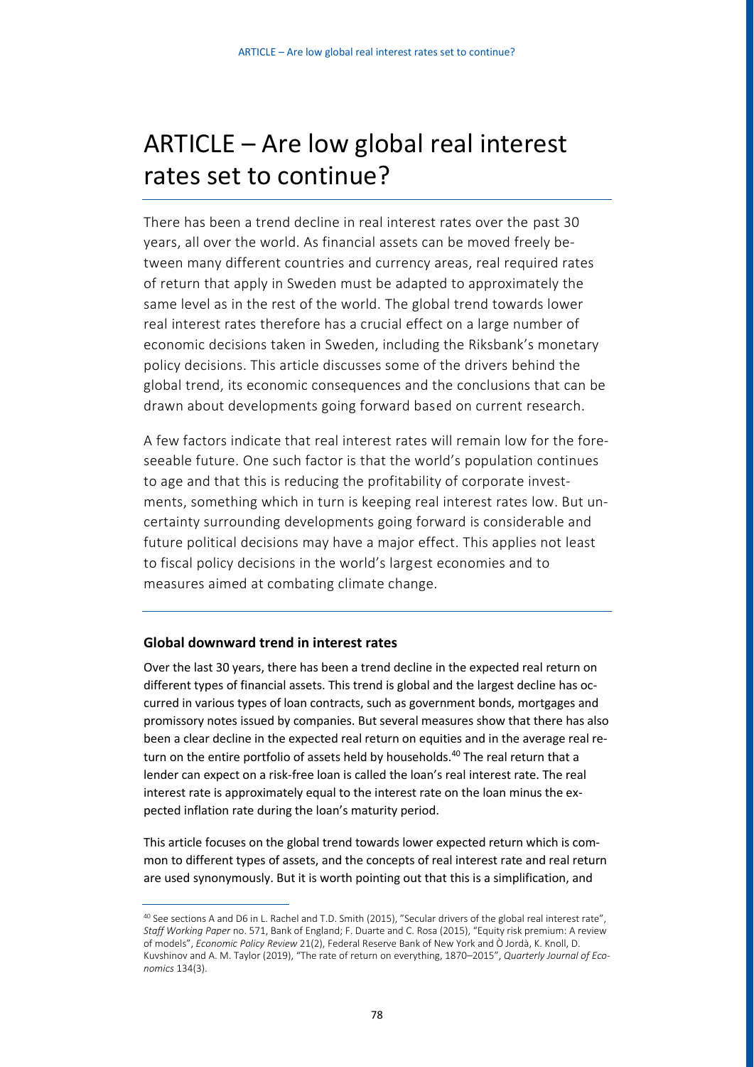# ARTICLE – Are low global real interest rates set to continue?

There has been a trend decline in real interest rates over the past 30 years, all over the world. As financial assets can be moved freely between many different countries and currency areas, real required rates of return that apply in Sweden must be adapted to approximately the same level as in the rest of the world. The global trend towards lower real interest rates therefore has a crucial effect on a large number of economic decisions taken in Sweden, including the Riksbank's monetary policy decisions. This article discusses some of the drivers behind the global trend, its economic consequences and the conclusions that can be drawn about developments going forward based on current research.

A few factors indicate that real interest rates will remain low for the foreseeable future. One such factor is that the world's population continues to age and that this is reducing the profitability of corporate investments, something which in turn is keeping real interest rates low. But uncertainty surrounding developments going forward is considerable and future political decisions may have a major effect. This applies not least to fiscal policy decisions in the world's largest economies and to measures aimed at combating climate change.

### Global downward trend in interest rates

Over the last 30 years, there has been a trend decline in the expected real return on different types of financial assets. This trend is global and the largest decline has occurred in various types of loan contracts, such as government bonds, mortgages and promissory notes issued by companies. But several measures show that there has also been a clear decline in the expected real return on equities and in the average real return on the entire portfolio of assets held by households.[40] The real return that a lender can expect on a risk-free loan is called the loan's real interest rate. The real interest rate is approximately equal to the interest rate on the loan minus the expected inflation rate during the loan's maturity period.

This article focuses on the global trend towards lower expected return which is common to different types of assets, and the concepts of real interest rate and real return are used synonymously. But it is worth pointing out that this is a simplification, and

[40] See sections A and D6 in L. Rachel and T.D. Smith (2015), "Secular drivers of the global real interest rate", *Staff Working Paper* no. 571, Bank of England; F. Duarte and C. Rosa (2015), "Equity risk premium: A review of models", *Economic Policy Review* 21(2), Federal Reserve Bank of New York and Ò Jordà, K. Knoll, D. Kuvshinov and A. M. Taylor (2019), "The rate of return on everything, 1870–2015", *Quarterly Journal of Economics* 134(3).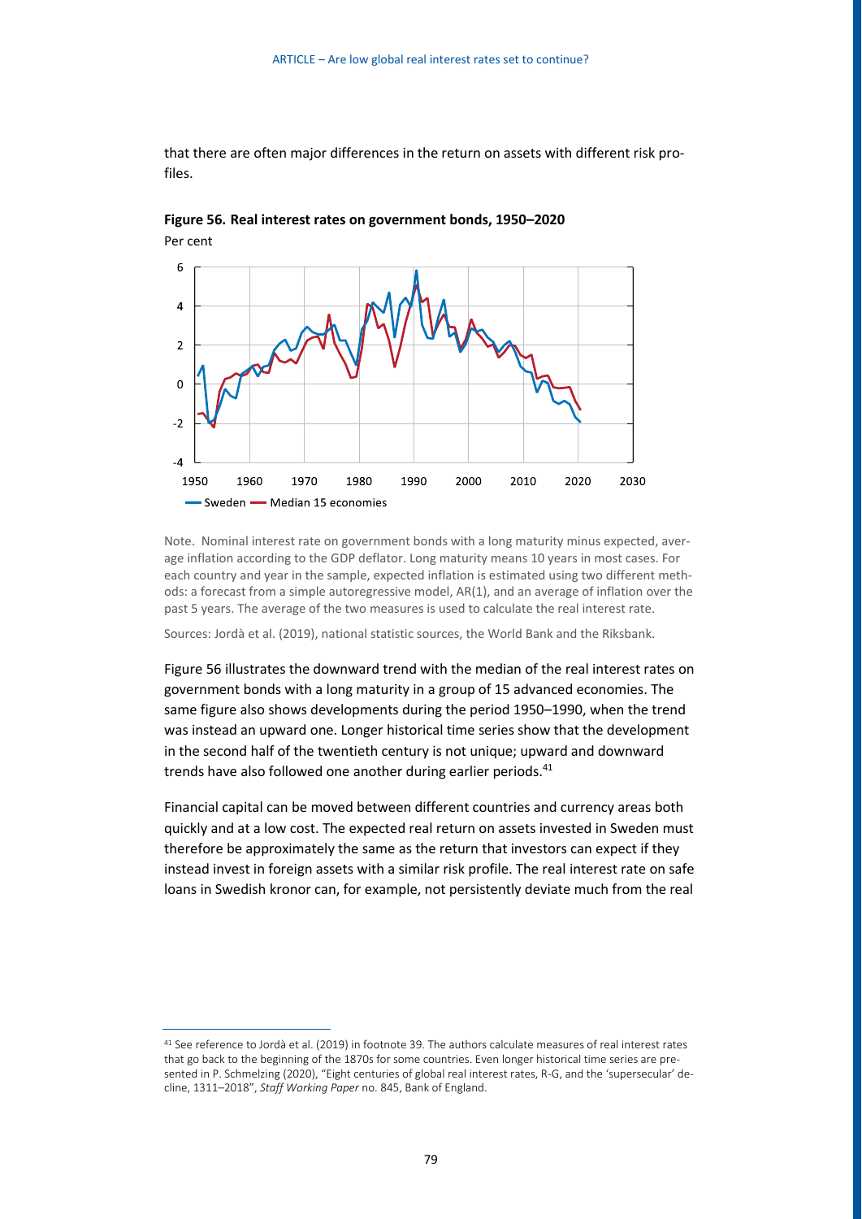that there are often major differences in the return on assets with different risk profiles.

**Figure 56. Real interest rates on government bonds, 1950–2020**

Per cent

Note. Nominal interest rate on government bonds with a long maturity minus expected, average inflation according to the GDP deflator. Long maturity means 10 years in most cases. For each country and year in the sample, expected inflation is estimated using two different methods: a forecast from a simple autoregressive model, AR(1), and an average of inflation over the past 5 years. The average of the two measures is used to calculate the real interest rate.

Sources: Jordà et al. (2019), national statistic sources, the World Bank and the Riksbank.

Figure 56 illustrates the downward trend with the median of the real interest rates on government bonds with a long maturity in a group of 15 advanced economies. The same figure also shows developments during the period 1950–1990, when the trend was instead an upward one. Longer historical time series show that the development in the second half of the twentieth century is not unique; upward and downward trends have also followed one another during earlier periods.[41]

Financial capital can be moved between different countries and currency areas both quickly and at a low cost. The expected real return on assets invested in Sweden must therefore be approximately the same as the return that investors can expect if they instead invest in foreign assets with a similar risk profile. The real interest rate on safe loans in Swedish kronor can, for example, not persistently deviate much from the real

[41] See reference to Jordà et al. (2019) in footnote 39. The authors calculate measures of real interest rates that go back to the beginning of the 1870s for some countries. Even longer historical time series are presented in P. Schmelzing (2020), "Eight centuries of global real interest rates, R-G, and the 'supersecular' decline, 1311–2018", *Staff Working Paper* no. 845, Bank of England.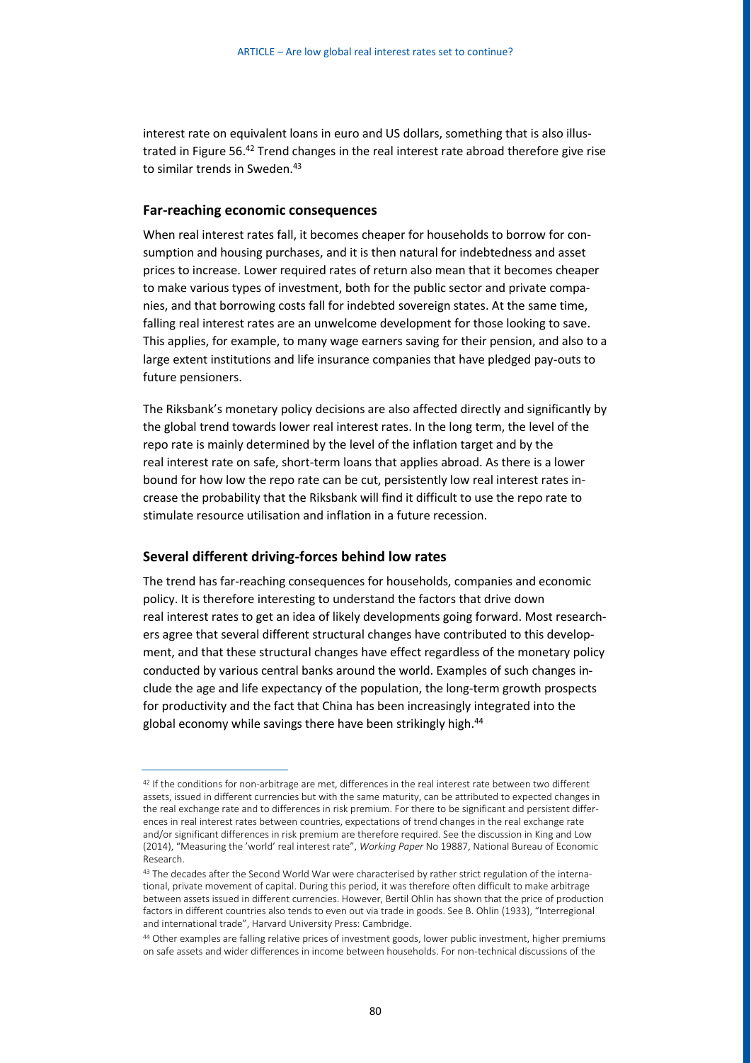interest rate on equivalent loans in euro and US dollars, something that is also illustrated in Figure 56.[42] Trend changes in the real interest rate abroad therefore give rise to similar trends in Sweden.[43]

### Far-reaching economic consequences

When real interest rates fall, it becomes cheaper for households to borrow for consumption and housing purchases, and it is then natural for indebtedness and asset prices to increase. Lower required rates of return also mean that it becomes cheaper to make various types of investment, both for the public sector and private companies, and that borrowing costs fall for indebted sovereign states. At the same time, falling real interest rates are an unwelcome development for those looking to save. This applies, for example, to many wage earners saving for their pension, and also to a large extent institutions and life insurance companies that have pledged pay-outs to future pensioners.

The Riksbank's monetary policy decisions are also affected directly and significantly by the global trend towards lower real interest rates. In the long term, the level of the repo rate is mainly determined by the level of the inflation target and by the real interest rate on safe, short-term loans that applies abroad. As there is a lower bound for how low the repo rate can be cut, persistently low real interest rates increase the probability that the Riksbank will find it difficult to use the repo rate to stimulate resource utilisation and inflation in a future recession.

### Several different driving-forces behind low rates

The trend has far-reaching consequences for households, companies and economic policy. It is therefore interesting to understand the factors that drive down real interest rates to get an idea of likely developments going forward. Most researchers agree that several different structural changes have contributed to this development, and that these structural changes have effect regardless of the monetary policy conducted by various central banks around the world. Examples of such changes include the age and life expectancy of the population, the long-term growth prospects for productivity and the fact that China has been increasingly integrated into the global economy while savings there have been strikingly high.[44]

---

[42] If the conditions for non-arbitrage are met, differences in the real interest rate between two different assets, issued in different currencies but with the same maturity, can be attributed to expected changes in the real exchange rate and to differences in risk premium. For there to be significant and persistent differences in real interest rates between countries, expectations of trend changes in the real exchange rate and/or significant differences in risk premium are therefore required. See the discussion in King and Low (2014), "Measuring the 'world' real interest rate", *Working Paper* No 19887, National Bureau of Economic Research.

[43] The decades after the Second World War were characterised by rather strict regulation of the international, private movement of capital. During this period, it was therefore often difficult to make arbitrage between assets issued in different currencies. However, Bertil Ohlin has shown that the price of production factors in different countries also tends to even out via trade in goods. See B. Ohlin (1933), "Interregional and international trade", Harvard University Press: Cambridge.

[44] Other examples are falling relative prices of investment goods, lower public investment, higher premiums on safe assets and wider differences in income between households. For non-technical discussions of the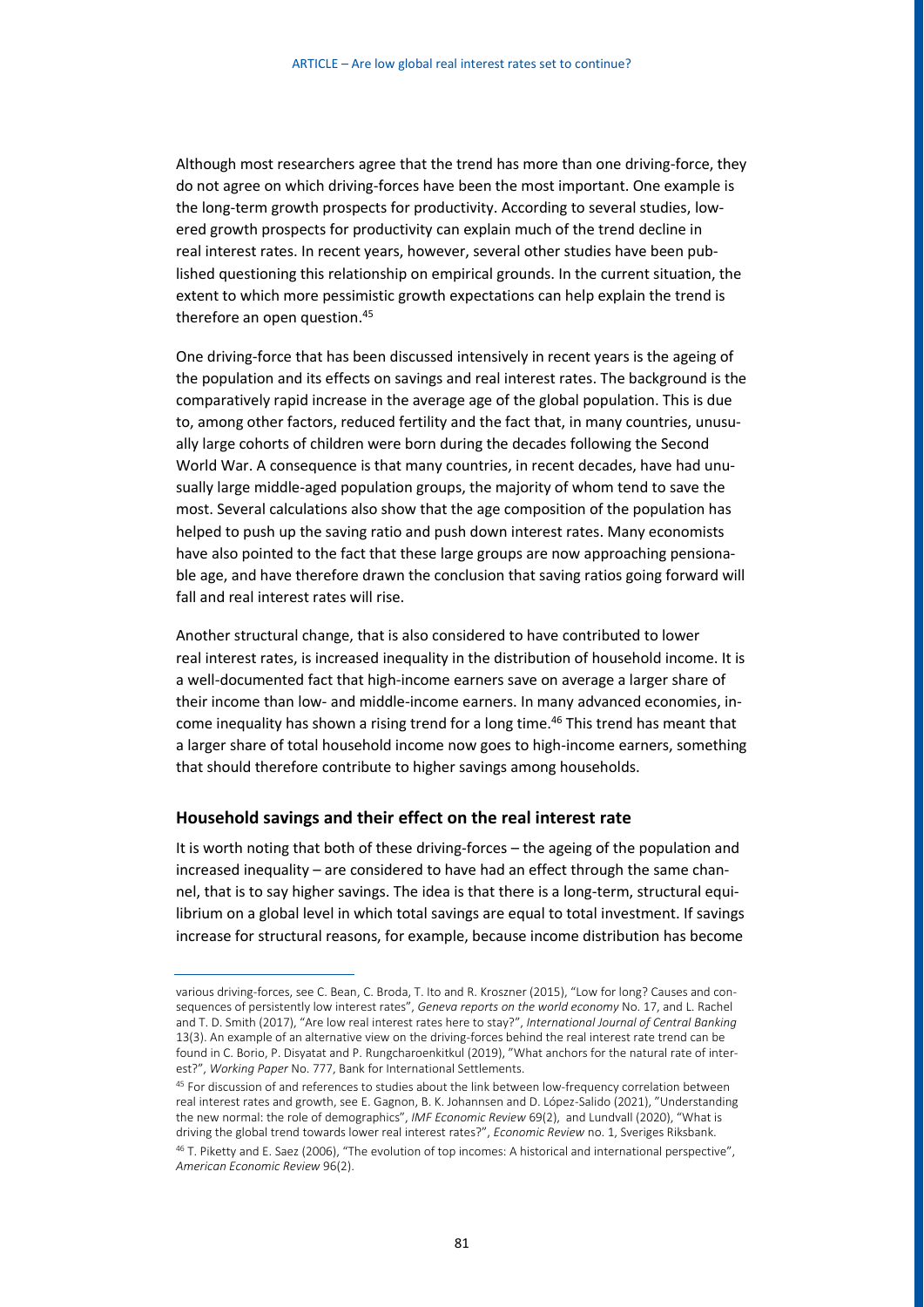Although most researchers agree that the trend has more than one driving-force, they do not agree on which driving-forces have been the most important. One example is the long-term growth prospects for productivity. According to several studies, lowered growth prospects for productivity can explain much of the trend decline in real interest rates. In recent years, however, several other studies have been published questioning this relationship on empirical grounds. In the current situation, the extent to which more pessimistic growth expectations can help explain the trend is therefore an open question.[45]

One driving-force that has been discussed intensively in recent years is the ageing of the population and its effects on savings and real interest rates. The background is the comparatively rapid increase in the average age of the global population. This is due to, among other factors, reduced fertility and the fact that, in many countries, unusually large cohorts of children were born during the decades following the Second World War. A consequence is that many countries, in recent decades, have had unusually large middle-aged population groups, the majority of whom tend to save the most. Several calculations also show that the age composition of the population has helped to push up the saving ratio and push down interest rates. Many economists have also pointed to the fact that these large groups are now approaching pensionable age, and have therefore drawn the conclusion that saving ratios going forward will fall and real interest rates will rise.

Another structural change, that is also considered to have contributed to lower real interest rates, is increased inequality in the distribution of household income. It is a well-documented fact that high-income earners save on average a larger share of their income than low- and middle-income earners. In many advanced economies, income inequality has shown a rising trend for a long time.[46] This trend has meant that a larger share of total household income now goes to high-income earners, something that should therefore contribute to higher savings among households.

## Household savings and their effect on the real interest rate

It is worth noting that both of these driving-forces – the ageing of the population and increased inequality – are considered to have had an effect through the same channel, that is to say higher savings. The idea is that there is a long-term, structural equilibrium on a global level in which total savings are equal to total investment. If savings increase for structural reasons, for example, because income distribution has become

---

various driving-forces, see C. Bean, C. Broda, T. Ito and R. Kroszner (2015), "Low for long? Causes and consequences of persistently low interest rates", *Geneva reports on the world economy* No. 17, and L. Rachel and T. D. Smith (2017), "Are low real interest rates here to stay?", *International Journal of Central Banking* 13(3). An example of an alternative view on the driving-forces behind the real interest rate trend can be found in C. Borio, P. Disyatat and P. Rungcharoenkitkul (2019), "What anchors for the natural rate of interest?", *Working Paper* No. 777, Bank for International Settlements.

[45] For discussion of and references to studies about the link between low-frequency correlation between real interest rates and growth, see E. Gagnon, B. K. Johannsen and D. López-Salido (2021), "Understanding the new normal: the role of demographics", *IMF Economic Review* 69(2), and Lundvall (2020), "What is driving the global trend towards lower real interest rates?", *Economic Review* no. 1, Sveriges Riksbank.

[46] T. Piketty and E. Saez (2006), "The evolution of top incomes: A historical and international perspective", *American Economic Review* 96(2).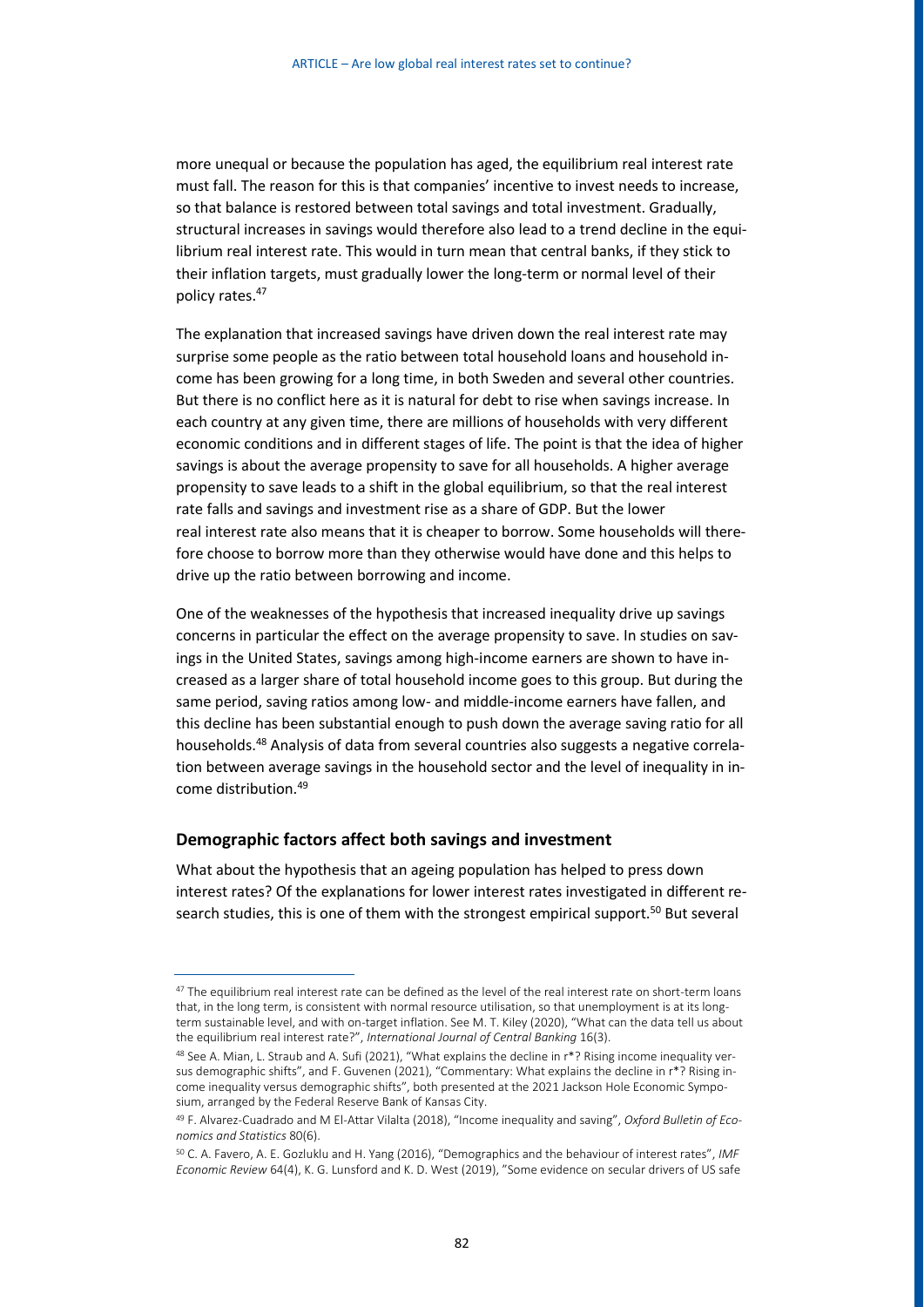more unequal or because the population has aged, the equilibrium real interest rate must fall. The reason for this is that companies' incentive to invest needs to increase, so that balance is restored between total savings and total investment. Gradually, structural increases in savings would therefore also lead to a trend decline in the equilibrium real interest rate. This would in turn mean that central banks, if they stick to their inflation targets, must gradually lower the long-term or normal level of their policy rates.[47]

The explanation that increased savings have driven down the real interest rate may surprise some people as the ratio between total household loans and household income has been growing for a long time, in both Sweden and several other countries. But there is no conflict here as it is natural for debt to rise when savings increase. In each country at any given time, there are millions of households with very different economic conditions and in different stages of life. The point is that the idea of higher savings is about the average propensity to save for all households. A higher average propensity to save leads to a shift in the global equilibrium, so that the real interest rate falls and savings and investment rise as a share of GDP. But the lower real interest rate also means that it is cheaper to borrow. Some households will therefore choose to borrow more than they otherwise would have done and this helps to drive up the ratio between borrowing and income.

One of the weaknesses of the hypothesis that increased inequality drive up savings concerns in particular the effect on the average propensity to save. In studies on savings in the United States, savings among high-income earners are shown to have increased as a larger share of total household income goes to this group. But during the same period, saving ratios among low- and middle-income earners have fallen, and this decline has been substantial enough to push down the average saving ratio for all households.[48] Analysis of data from several countries also suggests a negative correlation between average savings in the household sector and the level of inequality in income distribution.[49]

## Demographic factors affect both savings and investment

What about the hypothesis that an ageing population has helped to press down interest rates? Of the explanations for lower interest rates investigated in different research studies, this is one of them with the strongest empirical support.[50] But several

---

[47] The equilibrium real interest rate can be defined as the level of the real interest rate on short-term loans that, in the long term, is consistent with normal resource utilisation, so that unemployment is at its long-term sustainable level, and with on-target inflation. See M. T. Kiley (2020), "What can the data tell us about the equilibrium real interest rate?", *International Journal of Central Banking* 16(3).

[48] See A. Mian, L. Straub and A. Sufi (2021), "What explains the decline in r*? Rising income inequality versus demographic shifts", and F. Guvenen (2021), "Commentary: What explains the decline in r*? Rising income inequality versus demographic shifts", both presented at the 2021 Jackson Hole Economic Symposium, arranged by the Federal Reserve Bank of Kansas City.

[49] F. Alvarez-Cuadrado and M El-Attar Vilalta (2018), "Income inequality and saving", *Oxford Bulletin of Economics and Statistics* 80(6).

[50] C. A. Favero, A. E. Gozluklu and H. Yang (2016), "Demographics and the behaviour of interest rates", *IMF Economic Review* 64(4), K. G. Lunsford and K. D. West (2019), "Some evidence on secular drivers of US safe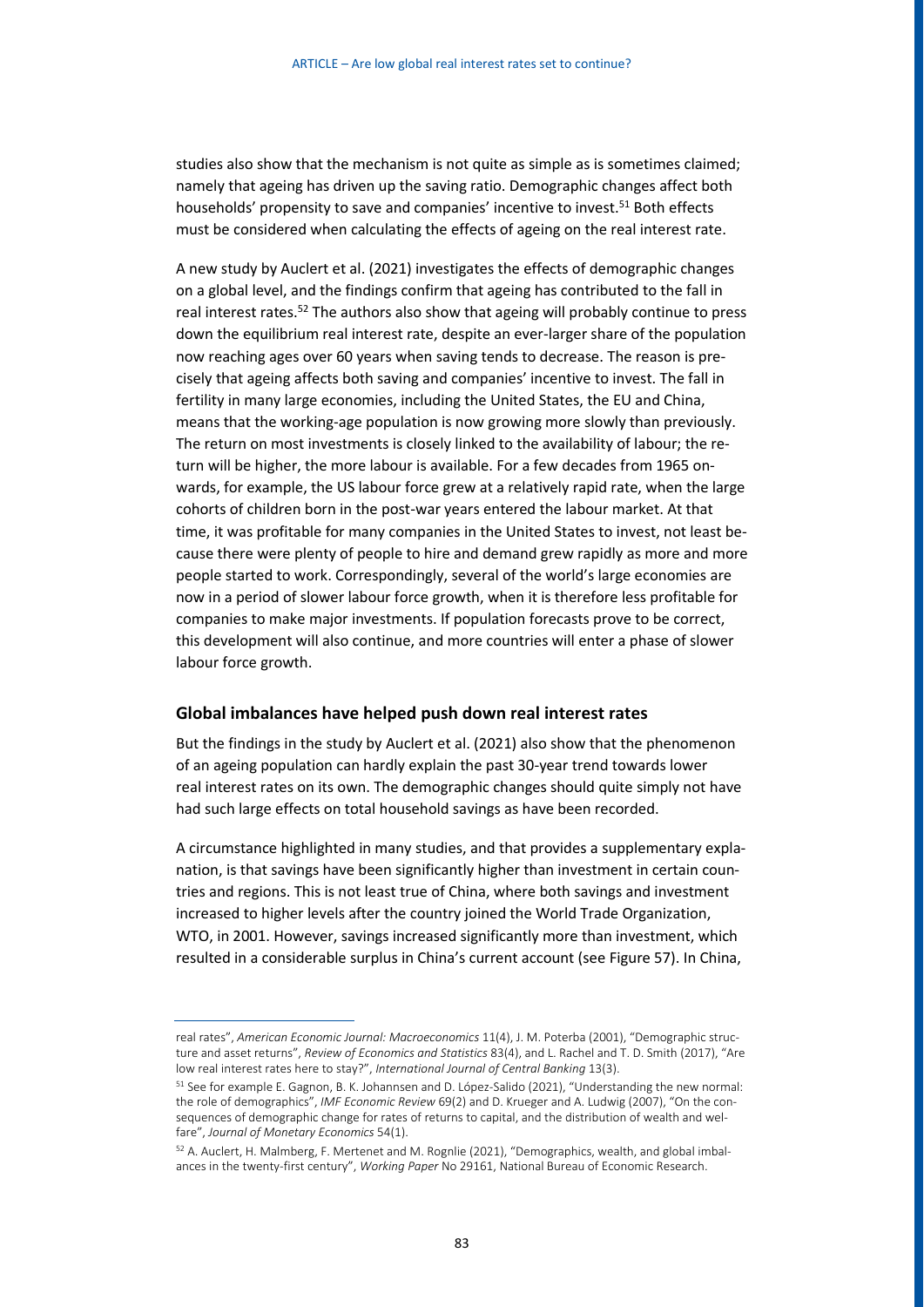studies also show that the mechanism is not quite as simple as is sometimes claimed; namely that ageing has driven up the saving ratio. Demographic changes affect both households' propensity to save and companies' incentive to invest.[51] Both effects must be considered when calculating the effects of ageing on the real interest rate.

A new study by Auclert et al. (2021) investigates the effects of demographic changes on a global level, and the findings confirm that ageing has contributed to the fall in real interest rates.[52] The authors also show that ageing will probably continue to press down the equilibrium real interest rate, despite an ever-larger share of the population now reaching ages over 60 years when saving tends to decrease. The reason is precisely that ageing affects both saving and companies' incentive to invest. The fall in fertility in many large economies, including the United States, the EU and China, means that the working-age population is now growing more slowly than previously. The return on most investments is closely linked to the availability of labour; the return will be higher, the more labour is available. For a few decades from 1965 onwards, for example, the US labour force grew at a relatively rapid rate, when the large cohorts of children born in the post-war years entered the labour market. At that time, it was profitable for many companies in the United States to invest, not least because there were plenty of people to hire and demand grew rapidly as more and more people started to work. Correspondingly, several of the world's large economies are now in a period of slower labour force growth, when it is therefore less profitable for companies to make major investments. If population forecasts prove to be correct, this development will also continue, and more countries will enter a phase of slower labour force growth.

### Global imbalances have helped push down real interest rates

But the findings in the study by Auclert et al. (2021) also show that the phenomenon of an ageing population can hardly explain the past 30-year trend towards lower real interest rates on its own. The demographic changes should quite simply not have had such large effects on total household savings as have been recorded.

A circumstance highlighted in many studies, and that provides a supplementary explanation, is that savings have been significantly higher than investment in certain countries and regions. This is not least true of China, where both savings and investment increased to higher levels after the country joined the World Trade Organization, WTO, in 2001. However, savings increased significantly more than investment, which resulted in a considerable surplus in China's current account (see Figure 57). In China,

---

real rates", *American Economic Journal: Macroeconomics* 11(4), J. M. Poterba (2001), "Demographic structure and asset returns", *Review of Economics and Statistics* 83(4), and L. Rachel and T. D. Smith (2017), "Are low real interest rates here to stay?", *International Journal of Central Banking* 13(3).

[51] See for example E. Gagnon, B. K. Johannsen and D. López-Salido (2021), "Understanding the new normal: the role of demographics", *IMF Economic Review* 69(2) and D. Krueger and A. Ludwig (2007), "On the consequences of demographic change for rates of returns to capital, and the distribution of wealth and welfare", *Journal of Monetary Economics* 54(1).

[52] A. Auclert, H. Malmberg, F. Mertenet and M. Rognlie (2021), "Demographics, wealth, and global imbalances in the twenty-first century", *Working Paper* No 29161, National Bureau of Economic Research.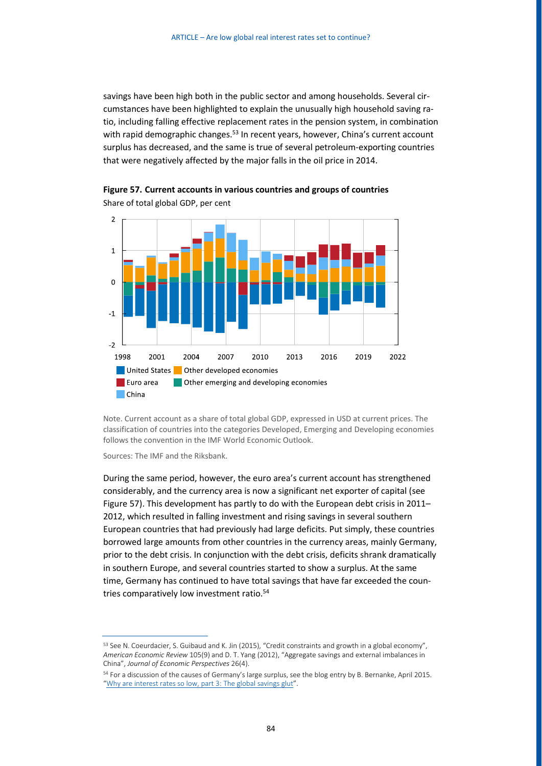savings have been high both in the public sector and among households. Several circumstances have been highlighted to explain the unusually high household saving ratio, including falling effective replacement rates in the pension system, in combination with rapid demographic changes.[53] In recent years, however, China's current account surplus has decreased, and the same is true of several petroleum-exporting countries that were negatively affected by the major falls in the oil price in 2014.

**Figure 57. Current accounts in various countries and groups of countries**

Share of total global GDP, per cent

Note. Current account as a share of total global GDP, expressed in USD at current prices. The classification of countries into the categories Developed, Emerging and Developing economies follows the convention in the IMF World Economic Outlook.

Sources: The IMF and the Riksbank.

During the same period, however, the euro area's current account has strengthened considerably, and the currency area is now a significant net exporter of capital (see Figure 57). This development has partly to do with the European debt crisis in 2011–2012, which resulted in falling investment and rising savings in several southern European countries that had previously had large deficits. Put simply, these countries borrowed large amounts from other countries in the currency areas, mainly Germany, prior to the debt crisis. In conjunction with the debt crisis, deficits shrank dramatically in southern Europe, and several countries started to show a surplus. At the same time, Germany has continued to have total savings that have far exceeded the countries comparatively low investment ratio.[54]

---

[53] See N. Coeurdacier, S. Guibaud and K. Jin (2015), "Credit constraints and growth in a global economy", *American Economic Review* 105(9) and D. T. Yang (2012), "Aggregate savings and external imbalances in China", *Journal of Economic Perspectives* 26(4).

[54] For a discussion of the causes of Germany's large surplus, see the blog entry by B. Bernanke, April 2015. "Why are interest rates so low, part 3: The global savings glut".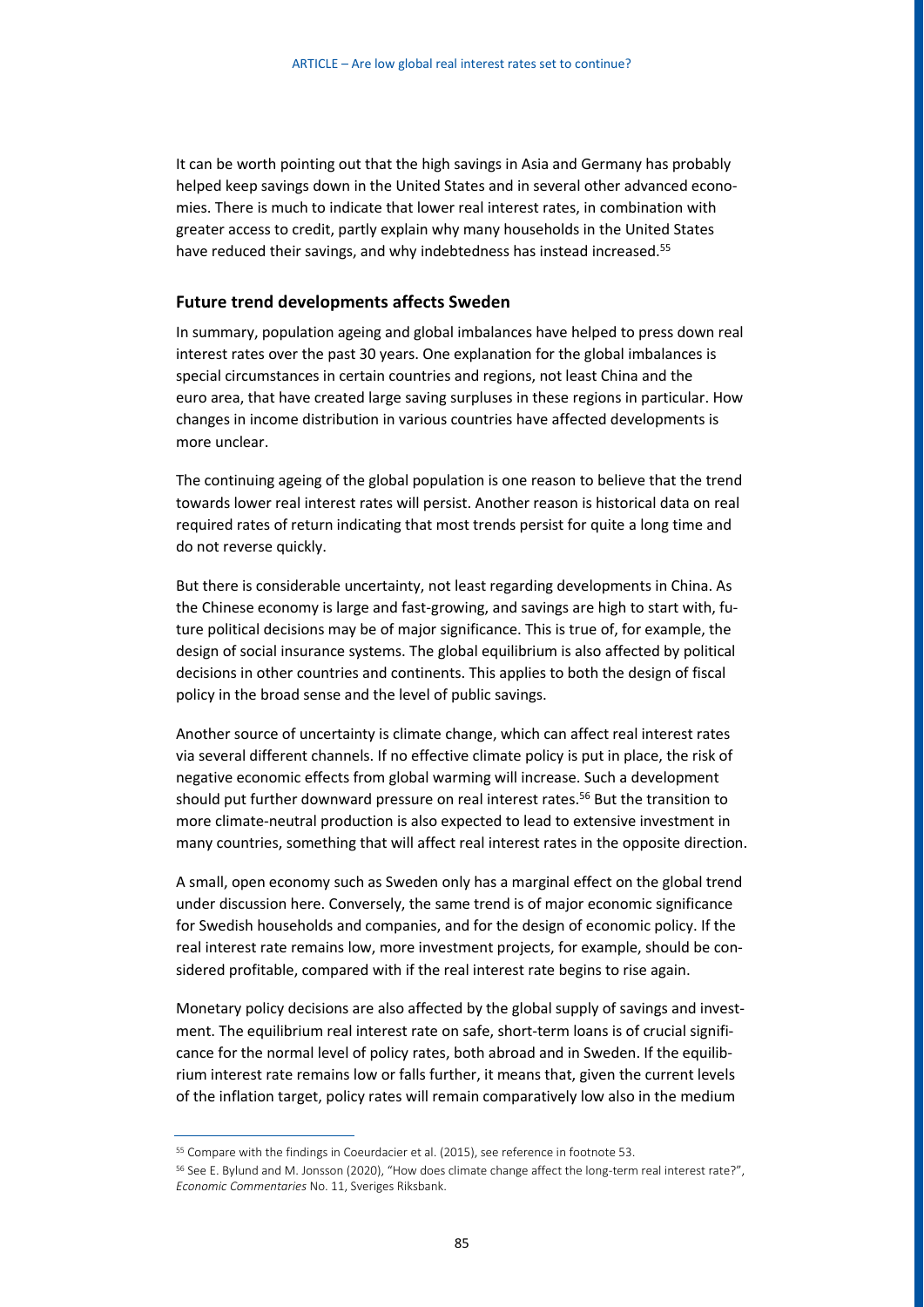It can be worth pointing out that the high savings in Asia and Germany has probably helped keep savings down in the United States and in several other advanced economies. There is much to indicate that lower real interest rates, in combination with greater access to credit, partly explain why many households in the United States have reduced their savings, and why indebtedness has instead increased.[55]

## Future trend developments affects Sweden

In summary, population ageing and global imbalances have helped to press down real interest rates over the past 30 years. One explanation for the global imbalances is special circumstances in certain countries and regions, not least China and the euro area, that have created large saving surpluses in these regions in particular. How changes in income distribution in various countries have affected developments is more unclear.

The continuing ageing of the global population is one reason to believe that the trend towards lower real interest rates will persist. Another reason is historical data on real required rates of return indicating that most trends persist for quite a long time and do not reverse quickly.

But there is considerable uncertainty, not least regarding developments in China. As the Chinese economy is large and fast-growing, and savings are high to start with, future political decisions may be of major significance. This is true of, for example, the design of social insurance systems. The global equilibrium is also affected by political decisions in other countries and continents. This applies to both the design of fiscal policy in the broad sense and the level of public savings.

Another source of uncertainty is climate change, which can affect real interest rates via several different channels. If no effective climate policy is put in place, the risk of negative economic effects from global warming will increase. Such a development should put further downward pressure on real interest rates.[56] But the transition to more climate-neutral production is also expected to lead to extensive investment in many countries, something that will affect real interest rates in the opposite direction.

A small, open economy such as Sweden only has a marginal effect on the global trend under discussion here. Conversely, the same trend is of major economic significance for Swedish households and companies, and for the design of economic policy. If the real interest rate remains low, more investment projects, for example, should be considered profitable, compared with if the real interest rate begins to rise again.

Monetary policy decisions are also affected by the global supply of savings and investment. The equilibrium real interest rate on safe, short-term loans is of crucial significance for the normal level of policy rates, both abroad and in Sweden. If the equilibrium interest rate remains low or falls further, it means that, given the current levels of the inflation target, policy rates will remain comparatively low also in the medium

---

[55] Compare with the findings in Coeurdacier et al. (2015), see reference in footnote 53.

[56] See E. Bylund and M. Jonsson (2020), "How does climate change affect the long-term real interest rate?", *Economic Commentaries* No. 11, Sveriges Riksbank.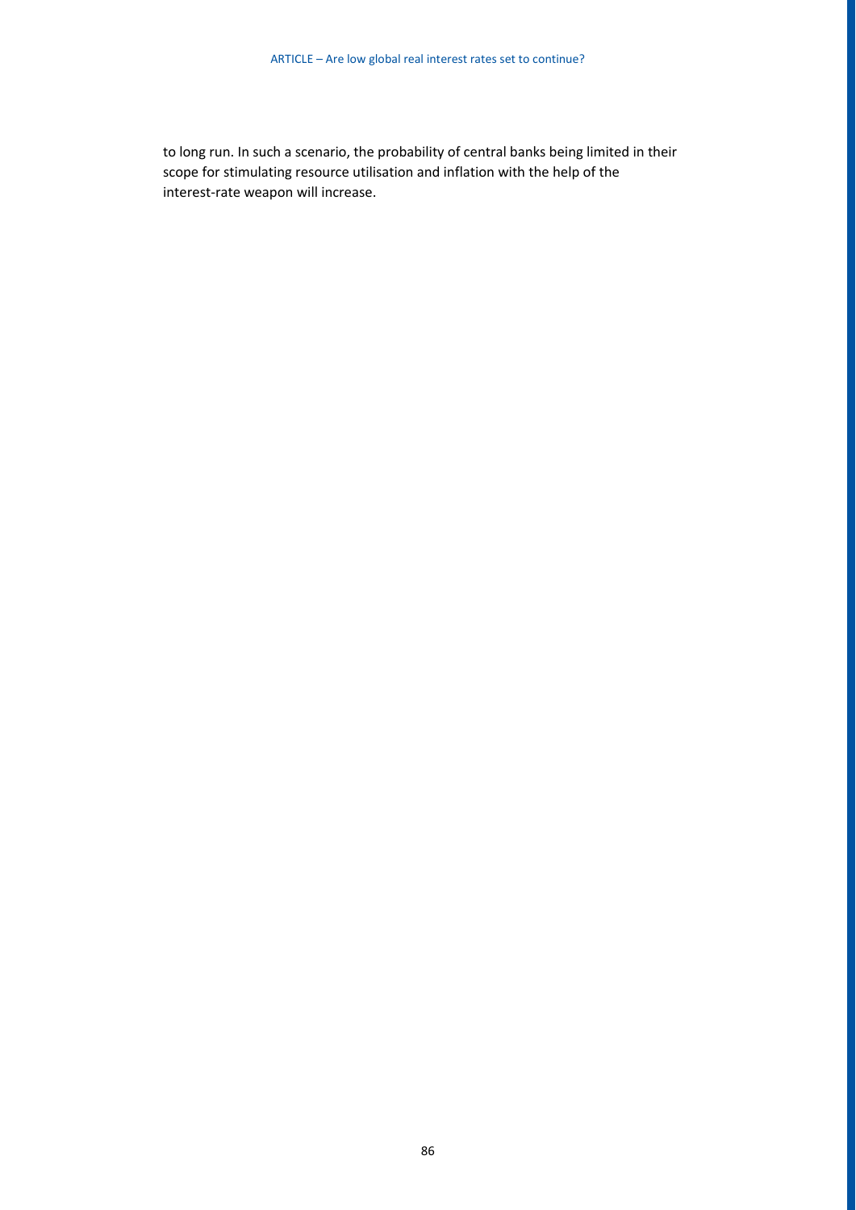to long run. In such a scenario, the probability of central banks being limited in their scope for stimulating resource utilisation and inflation with the help of the interest-rate weapon will increase.